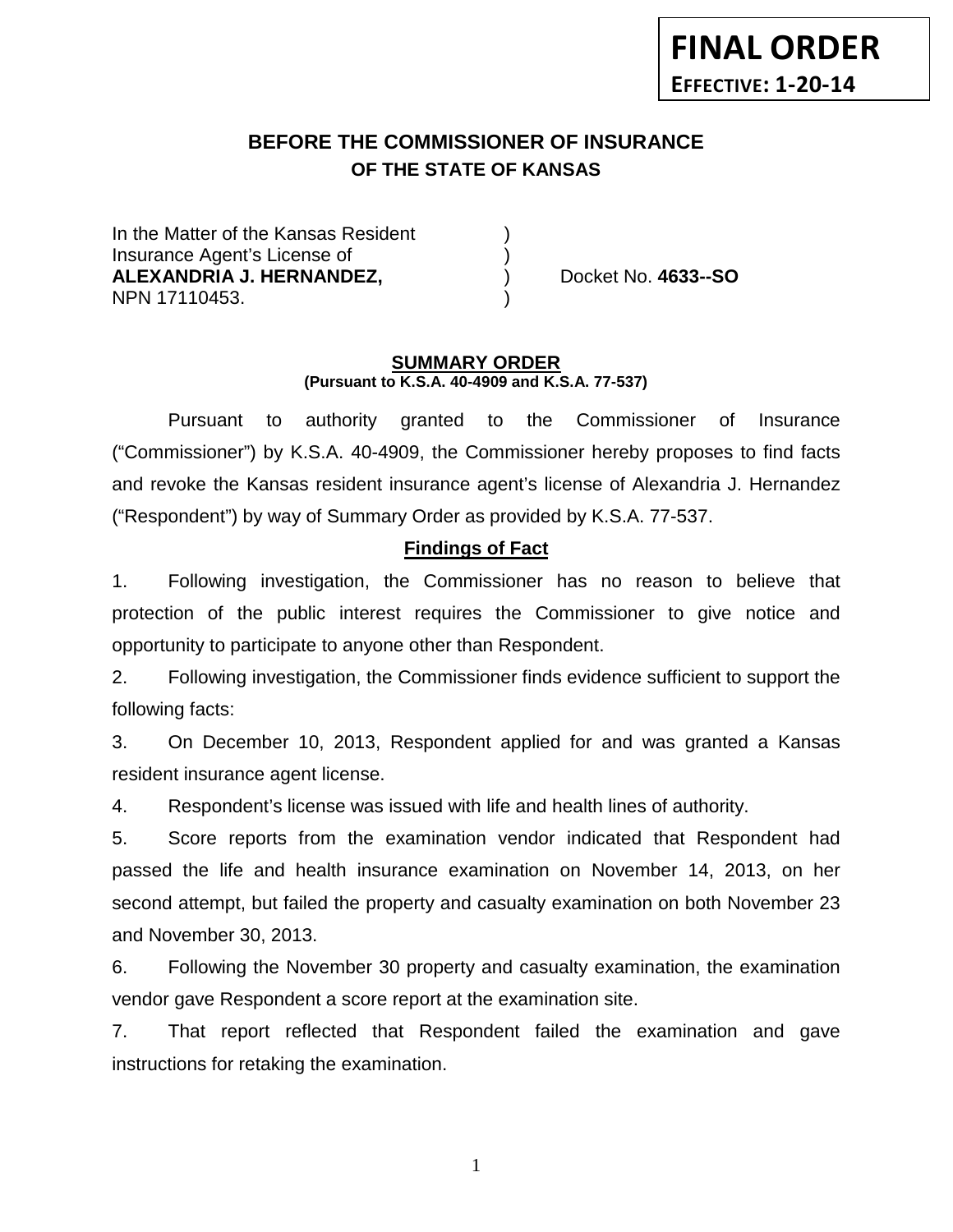**FINAL ORDER**
**EFFECTIVE: 1-20-14**

# BEFORE THE COMMISSIONER OF INSURANCE
## OF THE STATE OF KANSAS

In the Matter of the Kansas Resident )
Insurance Agent's License of )
**ALEXANDRIA J. HERNANDEZ,** ) Docket No. **4633--SO**
NPN 17110453. )

**SUMMARY ORDER**
**(Pursuant to K.S.A. 40-4909 and K.S.A. 77-537)**

Pursuant to authority granted to the Commissioner of Insurance ("Commissioner") by K.S.A. 40-4909, the Commissioner hereby proposes to find facts and revoke the Kansas resident insurance agent's license of Alexandria J. Hernandez ("Respondent") by way of Summary Order as provided by K.S.A. 77-537.

**Findings of Fact**

1. Following investigation, the Commissioner has no reason to believe that protection of the public interest requires the Commissioner to give notice and opportunity to participate to anyone other than Respondent.

2. Following investigation, the Commissioner finds evidence sufficient to support the following facts:

3. On December 10, 2013, Respondent applied for and was granted a Kansas resident insurance agent license.

4. Respondent's license was issued with life and health lines of authority.

5. Score reports from the examination vendor indicated that Respondent had passed the life and health insurance examination on November 14, 2013, on her second attempt, but failed the property and casualty examination on both November 23 and November 30, 2013.

6. Following the November 30 property and casualty examination, the examination vendor gave Respondent a score report at the examination site.

7. That report reflected that Respondent failed the examination and gave instructions for retaking the examination.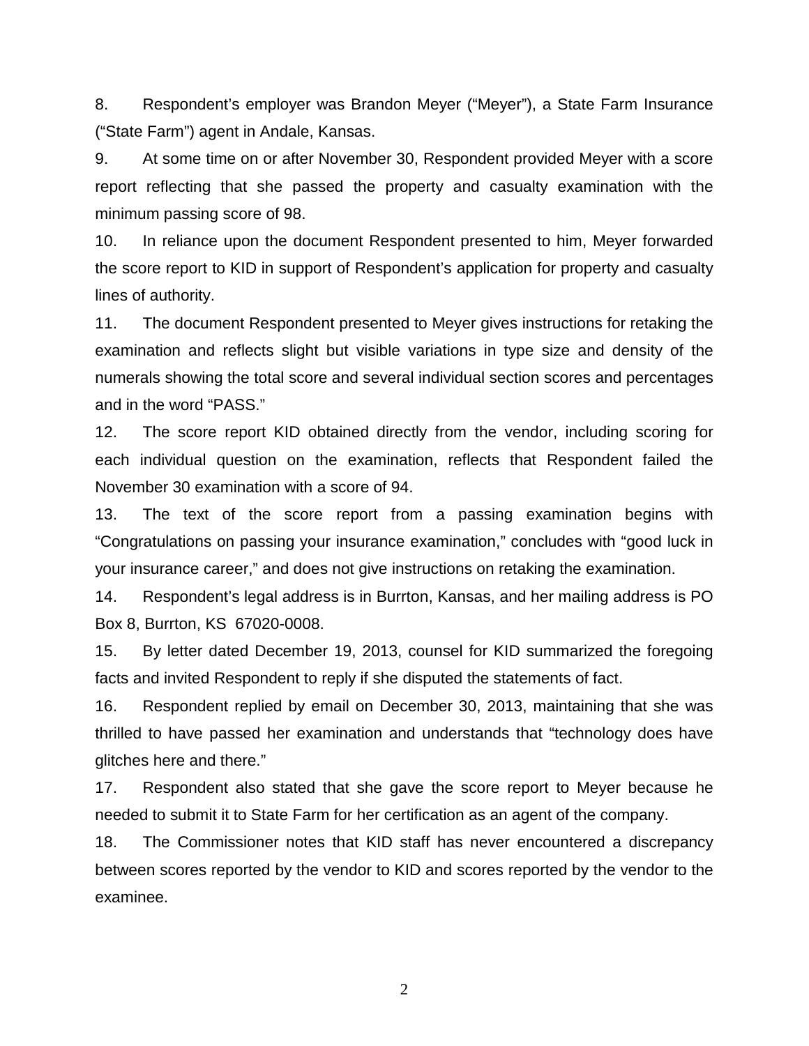8. Respondent's employer was Brandon Meyer ("Meyer"), a State Farm Insurance ("State Farm") agent in Andale, Kansas.

9. At some time on or after November 30, Respondent provided Meyer with a score report reflecting that she passed the property and casualty examination with the minimum passing score of 98.

10. In reliance upon the document Respondent presented to him, Meyer forwarded the score report to KID in support of Respondent's application for property and casualty lines of authority.

11. The document Respondent presented to Meyer gives instructions for retaking the examination and reflects slight but visible variations in type size and density of the numerals showing the total score and several individual section scores and percentages and in the word "PASS."

12. The score report KID obtained directly from the vendor, including scoring for each individual question on the examination, reflects that Respondent failed the November 30 examination with a score of 94.

13. The text of the score report from a passing examination begins with "Congratulations on passing your insurance examination," concludes with "good luck in your insurance career," and does not give instructions on retaking the examination.

14. Respondent's legal address is in Burrton, Kansas, and her mailing address is PO Box 8, Burrton, KS 67020-0008.

15. By letter dated December 19, 2013, counsel for KID summarized the foregoing facts and invited Respondent to reply if she disputed the statements of fact.

16. Respondent replied by email on December 30, 2013, maintaining that she was thrilled to have passed her examination and understands that "technology does have glitches here and there."

17. Respondent also stated that she gave the score report to Meyer because he needed to submit it to State Farm for her certification as an agent of the company.

18. The Commissioner notes that KID staff has never encountered a discrepancy between scores reported by the vendor to KID and scores reported by the vendor to the examinee.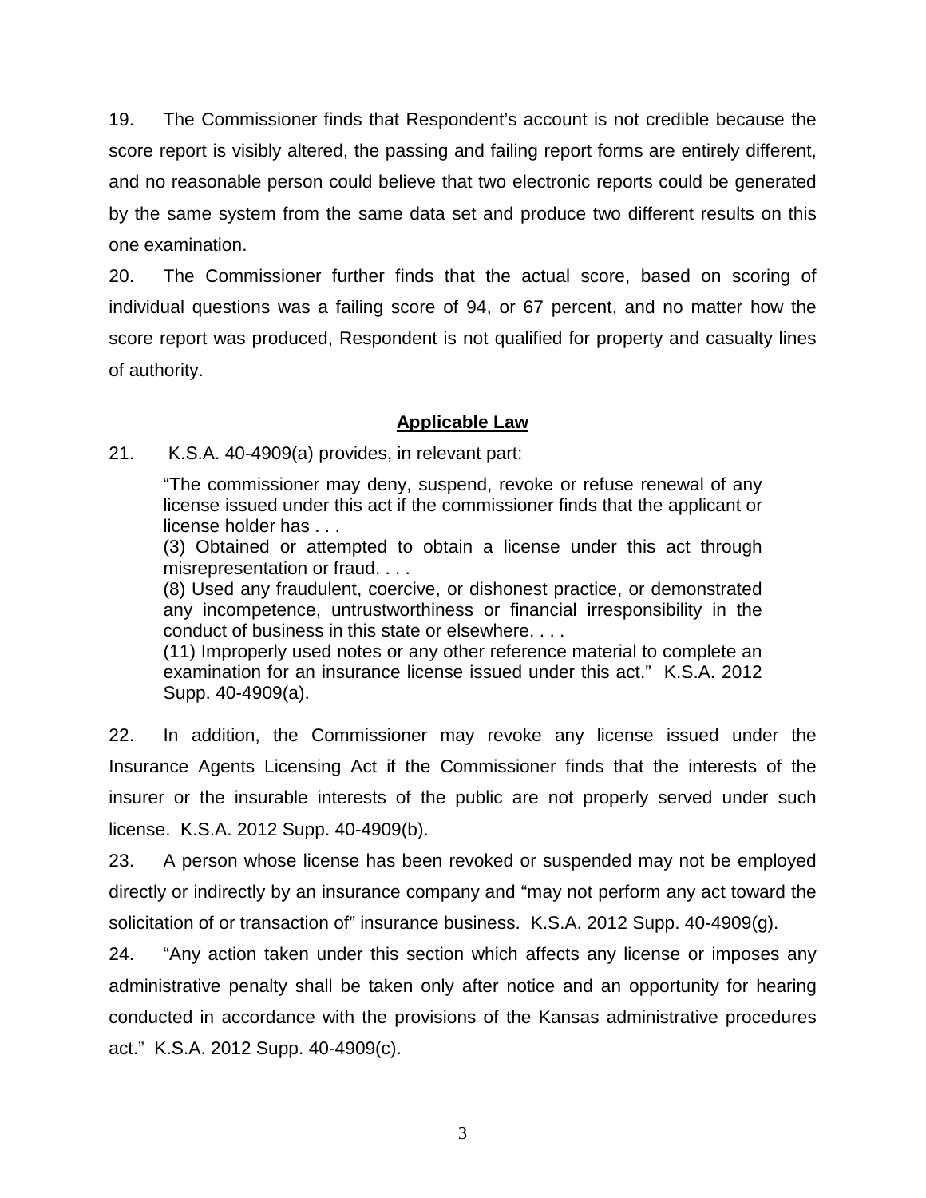19. The Commissioner finds that Respondent's account is not credible because the score report is visibly altered, the passing and failing report forms are entirely different, and no reasonable person could believe that two electronic reports could be generated by the same system from the same data set and produce two different results on this one examination.

20. The Commissioner further finds that the actual score, based on scoring of individual questions was a failing score of 94, or 67 percent, and no matter how the score report was produced, Respondent is not qualified for property and casualty lines of authority.

## Applicable Law

21. K.S.A. 40-4909(a) provides, in relevant part:

> "The commissioner may deny, suspend, revoke or refuse renewal of any license issued under this act if the commissioner finds that the applicant or license holder has . . .
> (3) Obtained or attempted to obtain a license under this act through misrepresentation or fraud. . . .
> (8) Used any fraudulent, coercive, or dishonest practice, or demonstrated any incompetence, untrustworthiness or financial irresponsibility in the conduct of business in this state or elsewhere. . . .
> (11) Improperly used notes or any other reference material to complete an examination for an insurance license issued under this act." K.S.A. 2012 Supp. 40-4909(a).

22. In addition, the Commissioner may revoke any license issued under the Insurance Agents Licensing Act if the Commissioner finds that the interests of the insurer or the insurable interests of the public are not properly served under such license. K.S.A. 2012 Supp. 40-4909(b).

23. A person whose license has been revoked or suspended may not be employed directly or indirectly by an insurance company and "may not perform any act toward the solicitation of or transaction of" insurance business. K.S.A. 2012 Supp. 40-4909(g).

24. "Any action taken under this section which affects any license or imposes any administrative penalty shall be taken only after notice and an opportunity for hearing conducted in accordance with the provisions of the Kansas administrative procedures act." K.S.A. 2012 Supp. 40-4909(c).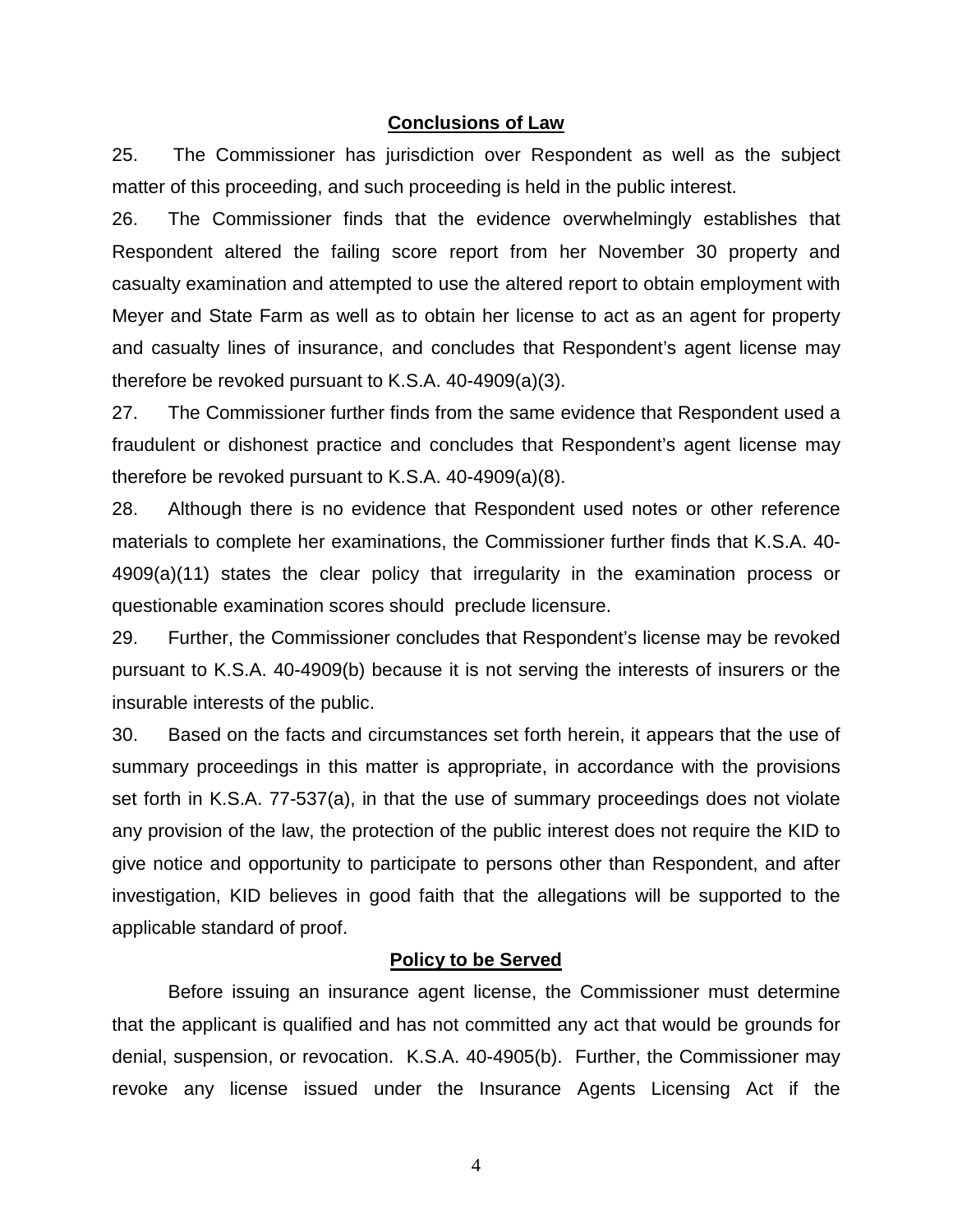## Conclusions of Law

25. The Commissioner has jurisdiction over Respondent as well as the subject matter of this proceeding, and such proceeding is held in the public interest.

26. The Commissioner finds that the evidence overwhelmingly establishes that Respondent altered the failing score report from her November 30 property and casualty examination and attempted to use the altered report to obtain employment with Meyer and State Farm as well as to obtain her license to act as an agent for property and casualty lines of insurance, and concludes that Respondent's agent license may therefore be revoked pursuant to K.S.A. 40-4909(a)(3).

27. The Commissioner further finds from the same evidence that Respondent used a fraudulent or dishonest practice and concludes that Respondent's agent license may therefore be revoked pursuant to K.S.A. 40-4909(a)(8).

28. Although there is no evidence that Respondent used notes or other reference materials to complete her examinations, the Commissioner further finds that K.S.A. 40-4909(a)(11) states the clear policy that irregularity in the examination process or questionable examination scores should preclude licensure.

29. Further, the Commissioner concludes that Respondent's license may be revoked pursuant to K.S.A. 40-4909(b) because it is not serving the interests of insurers or the insurable interests of the public.

30. Based on the facts and circumstances set forth herein, it appears that the use of summary proceedings in this matter is appropriate, in accordance with the provisions set forth in K.S.A. 77-537(a), in that the use of summary proceedings does not violate any provision of the law, the protection of the public interest does not require the KID to give notice and opportunity to participate to persons other than Respondent, and after investigation, KID believes in good faith that the allegations will be supported to the applicable standard of proof.

## Policy to be Served

Before issuing an insurance agent license, the Commissioner must determine that the applicant is qualified and has not committed any act that would be grounds for denial, suspension, or revocation. K.S.A. 40-4905(b). Further, the Commissioner may revoke any license issued under the Insurance Agents Licensing Act if the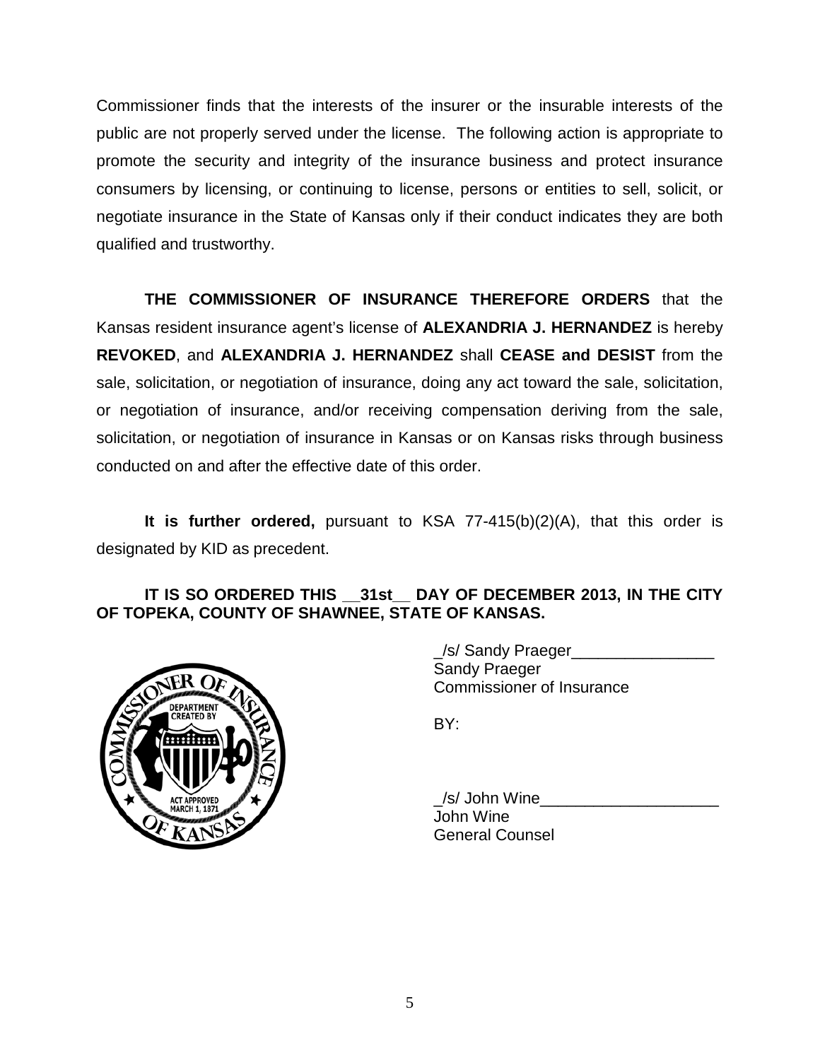Commissioner finds that the interests of the insurer or the insurable interests of the public are not properly served under the license. The following action is appropriate to promote the security and integrity of the insurance business and protect insurance consumers by licensing, or continuing to license, persons or entities to sell, solicit, or negotiate insurance in the State of Kansas only if their conduct indicates they are both qualified and trustworthy.

**THE COMMISSIONER OF INSURANCE THEREFORE ORDERS** that the Kansas resident insurance agent's license of **ALEXANDRIA J. HERNANDEZ** is hereby **REVOKED**, and **ALEXANDRIA J. HERNANDEZ** shall **CEASE and DESIST** from the sale, solicitation, or negotiation of insurance, doing any act toward the sale, solicitation, or negotiation of insurance, and/or receiving compensation deriving from the sale, solicitation, or negotiation of insurance in Kansas or on Kansas risks through business conducted on and after the effective date of this order.

**It is further ordered,** pursuant to KSA 77-415(b)(2)(A), that this order is designated by KID as precedent.

**IT IS SO ORDERED THIS __31st__ DAY OF DECEMBER 2013, IN THE CITY OF TOPEKA, COUNTY OF SHAWNEE, STATE OF KANSAS.**

_/s/ Sandy Praeger________________
Sandy Praeger
Commissioner of Insurance

BY:

_/s/ John Wine____________________
John Wine
General Counsel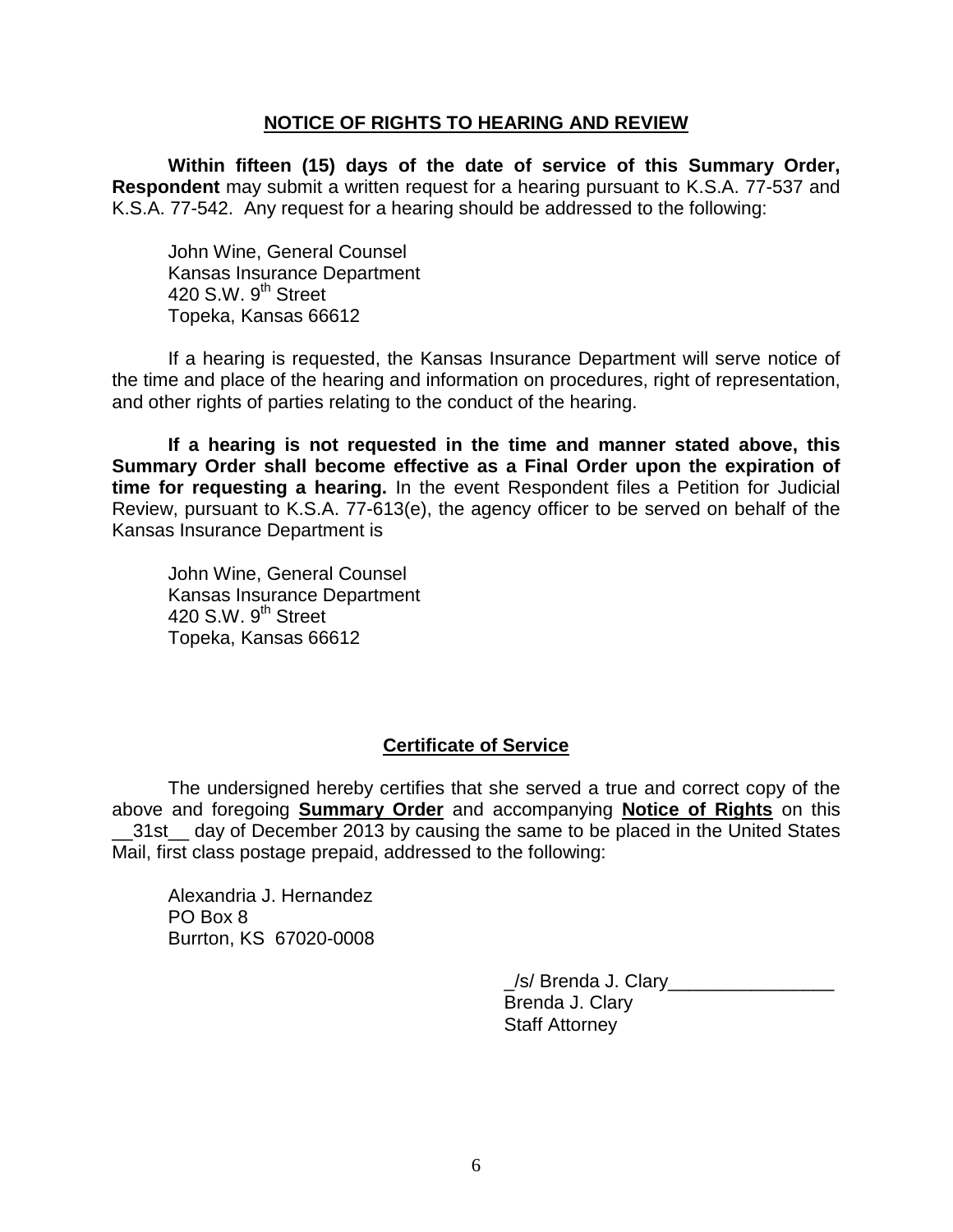## **NOTICE OF RIGHTS TO HEARING AND REVIEW**

**Within fifteen (15) days of the date of service of this Summary Order, Respondent** may submit a written request for a hearing pursuant to K.S.A. 77-537 and K.S.A. 77-542. Any request for a hearing should be addressed to the following:

John Wine, General Counsel
Kansas Insurance Department
420 S.W. 9th Street
Topeka, Kansas 66612

If a hearing is requested, the Kansas Insurance Department will serve notice of the time and place of the hearing and information on procedures, right of representation, and other rights of parties relating to the conduct of the hearing.

**If a hearing is not requested in the time and manner stated above, this Summary Order shall become effective as a Final Order upon the expiration of time for requesting a hearing.** In the event Respondent files a Petition for Judicial Review, pursuant to K.S.A. 77-613(e), the agency officer to be served on behalf of the Kansas Insurance Department is

John Wine, General Counsel
Kansas Insurance Department
420 S.W. 9th Street
Topeka, Kansas 66612

## **Certificate of Service**

The undersigned hereby certifies that she served a true and correct copy of the above and foregoing **Summary Order** and accompanying **Notice of Rights** on this __31st__ day of December 2013 by causing the same to be placed in the United States Mail, first class postage prepaid, addressed to the following:

Alexandria J. Hernandez
PO Box 8
Burrton, KS 67020-0008

_/s/ Brenda J. Clary________________
Brenda J. Clary
Staff Attorney